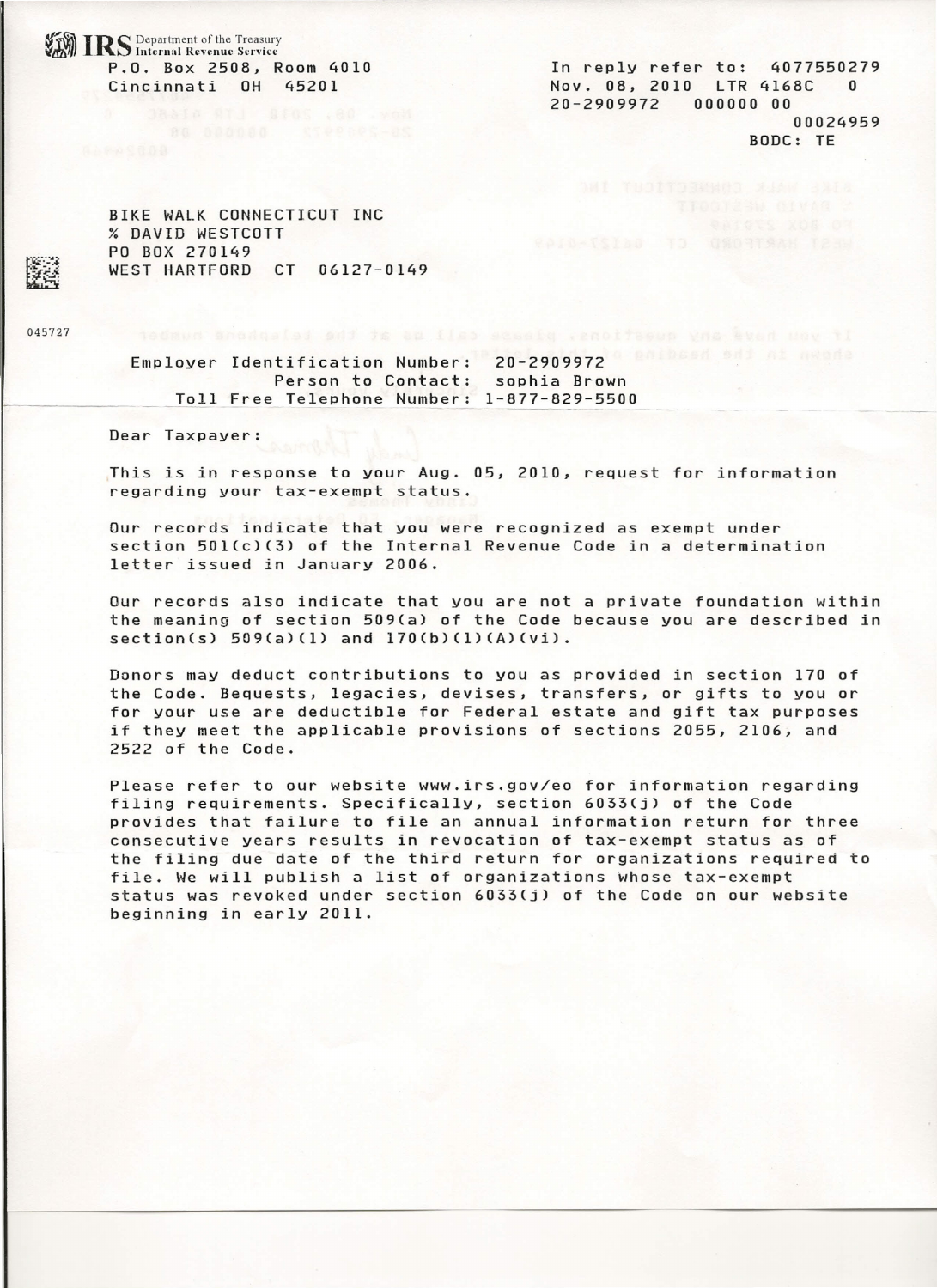**IRS** Department of the Treasury
Internal Revenue Service

P.O. Box 2508, Room 4010
Cincinnati OH 45201

In reply refer to: 4077550279
Nov. 08, 2010 LTR 4168C 0
20-2909972 000000 00
00024959
BODC: TE

BIKE WALK CONNECTICUT INC
% DAVID WESTCOTT
PO BOX 270149
WEST HARTFORD CT 06127-0149

045727

Employer Identification Number: 20-2909972
Person to Contact: sophia Brown
Toll Free Telephone Number: 1-877-829-5500

Dear Taxpayer:

This is in response to your Aug. 05, 2010, request for information regarding your tax-exempt status.

Our records indicate that you were recognized as exempt under section 501(c)(3) of the Internal Revenue Code in a determination letter issued in January 2006.

Our records also indicate that you are not a private foundation within the meaning of section 509(a) of the Code because you are described in section(s) 509(a)(1) and 170(b)(1)(A)(vi).

Donors may deduct contributions to you as provided in section 170 of the Code. Bequests, legacies, devises, transfers, or gifts to you or for your use are deductible for Federal estate and gift tax purposes if they meet the applicable provisions of sections 2055, 2106, and 2522 of the Code.

Please refer to our website www.irs.gov/eo for information regarding filing requirements. Specifically, section 6033(j) of the Code provides that failure to file an annual information return for three consecutive years results in revocation of tax-exempt status as of the filing due date of the third return for organizations required to file. We will publish a list of organizations whose tax-exempt status was revoked under section 6033(j) of the Code on our website beginning in early 2011.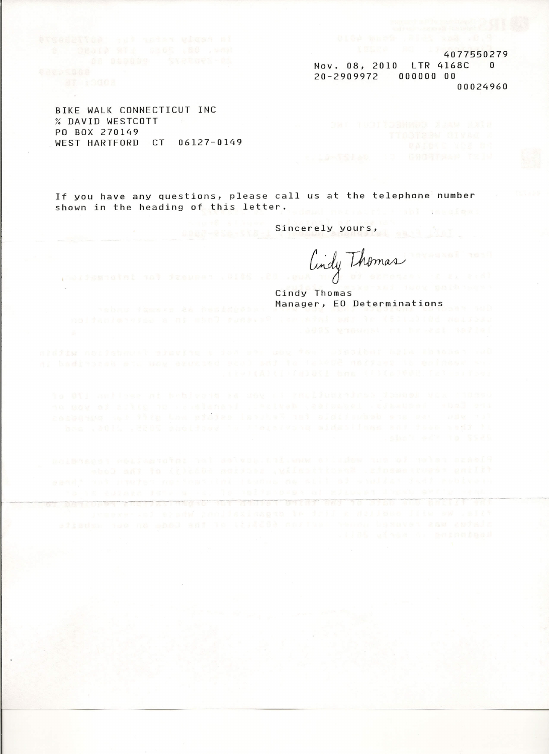4077550279
Nov. 08, 2010 LTR 4168C 0
20-2909972 000000 00
00024960

BIKE WALK CONNECTICUT INC
% DAVID WESTCOTT
PO BOX 270149
WEST HARTFORD CT 06127-0149

If you have any questions, please call us at the telephone number shown in the heading of this letter.

Sincerely yours,

Cindy Thomas

Cindy Thomas
Manager, EO Determinations